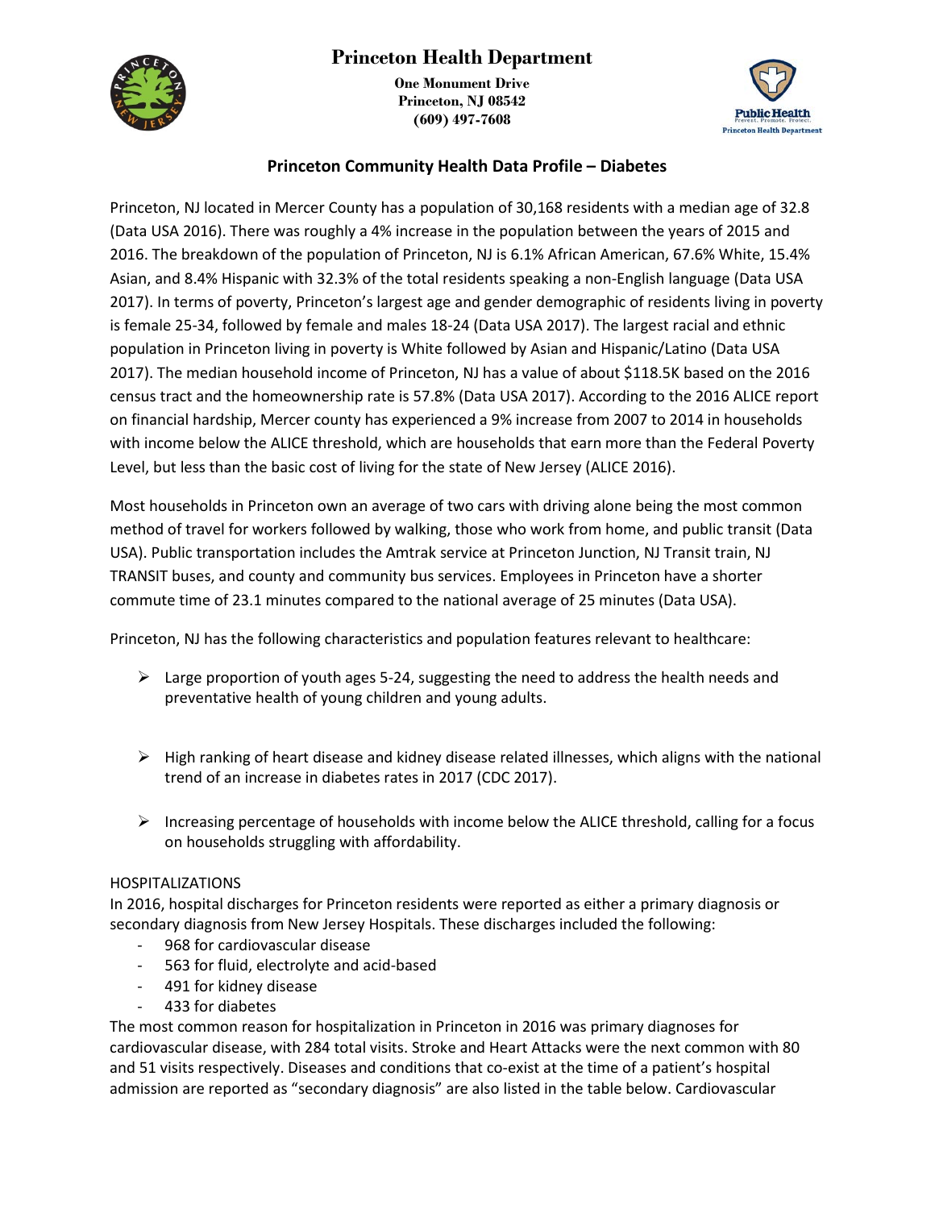# Princeton Health Department

**One Monument Drive**
**Princeton, NJ 08542**
**(609) 497-7608**

## Princeton Community Health Data Profile – Diabetes

Princeton, NJ located in Mercer County has a population of 30,168 residents with a median age of 32.8 (Data USA 2016). There was roughly a 4% increase in the population between the years of 2015 and 2016. The breakdown of the population of Princeton, NJ is 6.1% African American, 67.6% White, 15.4% Asian, and 8.4% Hispanic with 32.3% of the total residents speaking a non-English language (Data USA 2017). In terms of poverty, Princeton's largest age and gender demographic of residents living in poverty is female 25-34, followed by female and males 18-24 (Data USA 2017). The largest racial and ethnic population in Princeton living in poverty is White followed by Asian and Hispanic/Latino (Data USA 2017). The median household income of Princeton, NJ has a value of about $118.5K based on the 2016 census tract and the homeownership rate is 57.8% (Data USA 2017). According to the 2016 ALICE report on financial hardship, Mercer county has experienced a 9% increase from 2007 to 2014 in households with income below the ALICE threshold, which are households that earn more than the Federal Poverty Level, but less than the basic cost of living for the state of New Jersey (ALICE 2016).

Most households in Princeton own an average of two cars with driving alone being the most common method of travel for workers followed by walking, those who work from home, and public transit (Data USA). Public transportation includes the Amtrak service at Princeton Junction, NJ Transit train, NJ TRANSIT buses, and county and community bus services. Employees in Princeton have a shorter commute time of 23.1 minutes compared to the national average of 25 minutes (Data USA).

Princeton, NJ has the following characteristics and population features relevant to healthcare:

- Large proportion of youth ages 5-24, suggesting the need to address the health needs and preventative health of young children and young adults.
- High ranking of heart disease and kidney disease related illnesses, which aligns with the national trend of an increase in diabetes rates in 2017 (CDC 2017).
- Increasing percentage of households with income below the ALICE threshold, calling for a focus on households struggling with affordability.

HOSPITALIZATIONS

In 2016, hospital discharges for Princeton residents were reported as either a primary diagnosis or secondary diagnosis from New Jersey Hospitals. These discharges included the following:

- 968 for cardiovascular disease
- 563 for fluid, electrolyte and acid-based
- 491 for kidney disease
- 433 for diabetes

The most common reason for hospitalization in Princeton in 2016 was primary diagnoses for cardiovascular disease, with 284 total visits. Stroke and Heart Attacks were the next common with 80 and 51 visits respectively. Diseases and conditions that co-exist at the time of a patient's hospital admission are reported as "secondary diagnosis" are also listed in the table below. Cardiovascular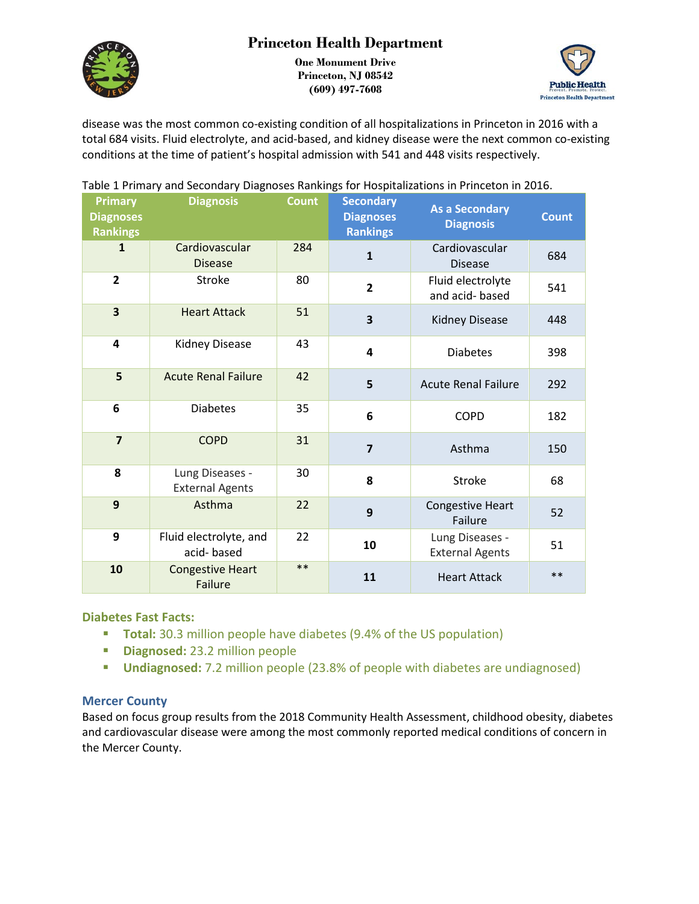disease was the most common co-existing condition of all hospitalizations in Princeton in 2016 with a total 684 visits. Fluid electrolyte, and acid-based, and kidney disease were the next common co-existing conditions at the time of patient's hospital admission with 541 and 448 visits respectively.

Table 1 Primary and Secondary Diagnoses Rankings for Hospitalizations in Princeton in 2016.

| Primary Diagnoses Rankings | Diagnosis | Count | Secondary Diagnoses Rankings | As a Secondary Diagnosis | Count |
|---|---|---|---|---|---|
| 1 | Cardiovascular Disease | 284 | 1 | Cardiovascular Disease | 684 |
| 2 | Stroke | 80 | 2 | Fluid electrolyte and acid- based | 541 |
| 3 | Heart Attack | 51 | 3 | Kidney Disease | 448 |
| 4 | Kidney Disease | 43 | 4 | Diabetes | 398 |
| 5 | Acute Renal Failure | 42 | 5 | Acute Renal Failure | 292 |
| 6 | Diabetes | 35 | 6 | COPD | 182 |
| 7 | COPD | 31 | 7 | Asthma | 150 |
| 8 | Lung Diseases - External Agents | 30 | 8 | Stroke | 68 |
| 9 | Asthma | 22 | 9 | Congestive Heart Failure | 52 |
| 9 | Fluid electrolyte, and acid- based | 22 | 10 | Lung Diseases - External Agents | 51 |
| 10 | Congestive Heart Failure | ** | 11 | Heart Attack | ** |

### Diabetes Fast Facts:

- **Total:** 30.3 million people have diabetes (9.4% of the US population)
- **Diagnosed:** 23.2 million people
- **Undiagnosed:** 7.2 million people (23.8% of people with diabetes are undiagnosed)

### Mercer County

Based on focus group results from the 2018 Community Health Assessment, childhood obesity, diabetes and cardiovascular disease were among the most commonly reported medical conditions of concern in the Mercer County.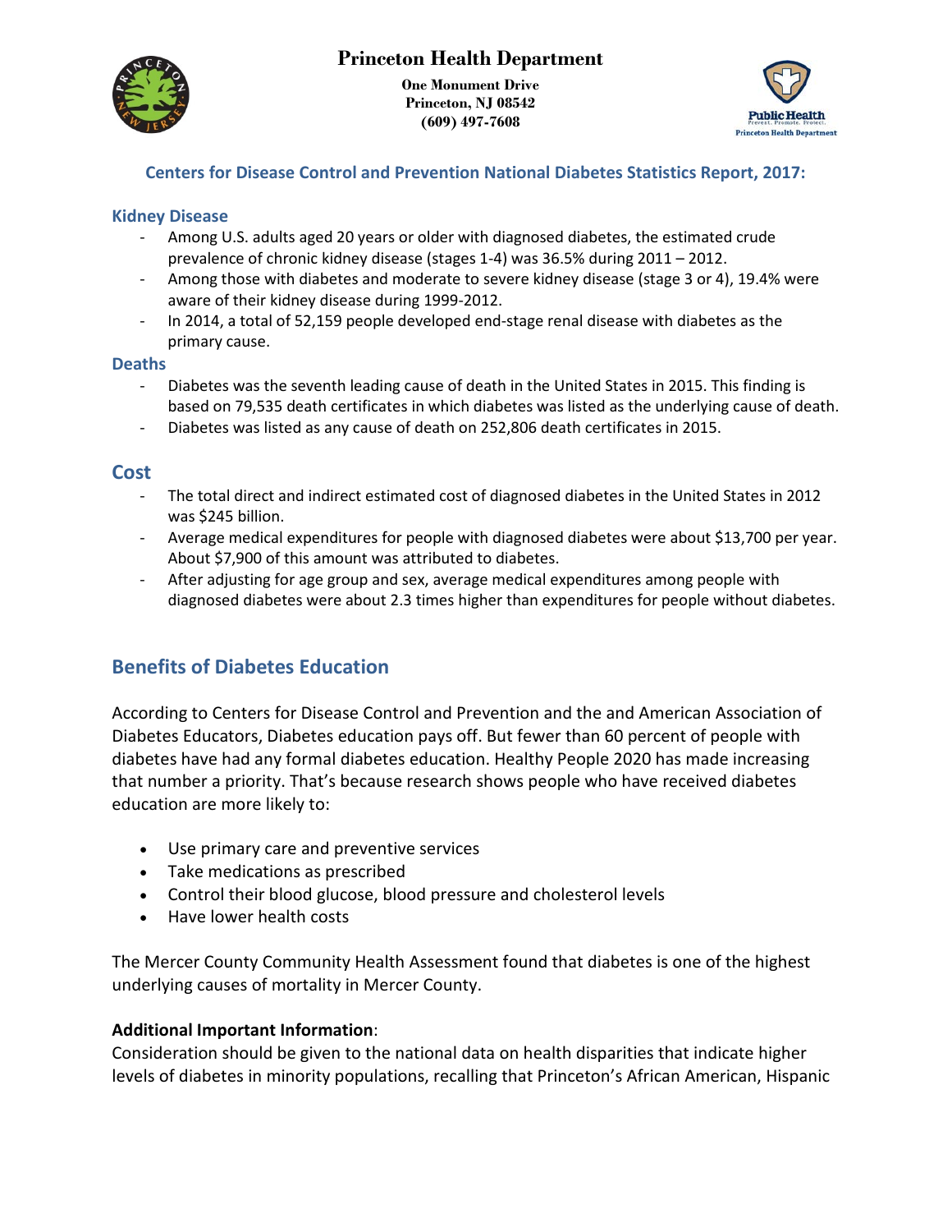Princeton Health Department

One Monument Drive
Princeton, NJ 08542
(609) 497-7608

## Centers for Disease Control and Prevention National Diabetes Statistics Report, 2017:

### Kidney Disease

- Among U.S. adults aged 20 years or older with diagnosed diabetes, the estimated crude prevalence of chronic kidney disease (stages 1-4) was 36.5% during 2011 – 2012.
- Among those with diabetes and moderate to severe kidney disease (stage 3 or 4), 19.4% were aware of their kidney disease during 1999-2012.
- In 2014, a total of 52,159 people developed end-stage renal disease with diabetes as the primary cause.

### Deaths

- Diabetes was the seventh leading cause of death in the United States in 2015. This finding is based on 79,535 death certificates in which diabetes was listed as the underlying cause of death.
- Diabetes was listed as any cause of death on 252,806 death certificates in 2015.

### Cost

- The total direct and indirect estimated cost of diagnosed diabetes in the United States in 2012 was $245 billion.
- Average medical expenditures for people with diagnosed diabetes were about $13,700 per year. About $7,900 of this amount was attributed to diabetes.
- After adjusting for age group and sex, average medical expenditures among people with diagnosed diabetes were about 2.3 times higher than expenditures for people without diabetes.

## Benefits of Diabetes Education

According to Centers for Disease Control and Prevention and the and American Association of Diabetes Educators, Diabetes education pays off. But fewer than 60 percent of people with diabetes have had any formal diabetes education. Healthy People 2020 has made increasing that number a priority. That's because research shows people who have received diabetes education are more likely to:

- Use primary care and preventive services
- Take medications as prescribed
- Control their blood glucose, blood pressure and cholesterol levels
- Have lower health costs

The Mercer County Community Health Assessment found that diabetes is one of the highest underlying causes of mortality in Mercer County.

**Additional Important Information**:
Consideration should be given to the national data on health disparities that indicate higher levels of diabetes in minority populations, recalling that Princeton's African American, Hispanic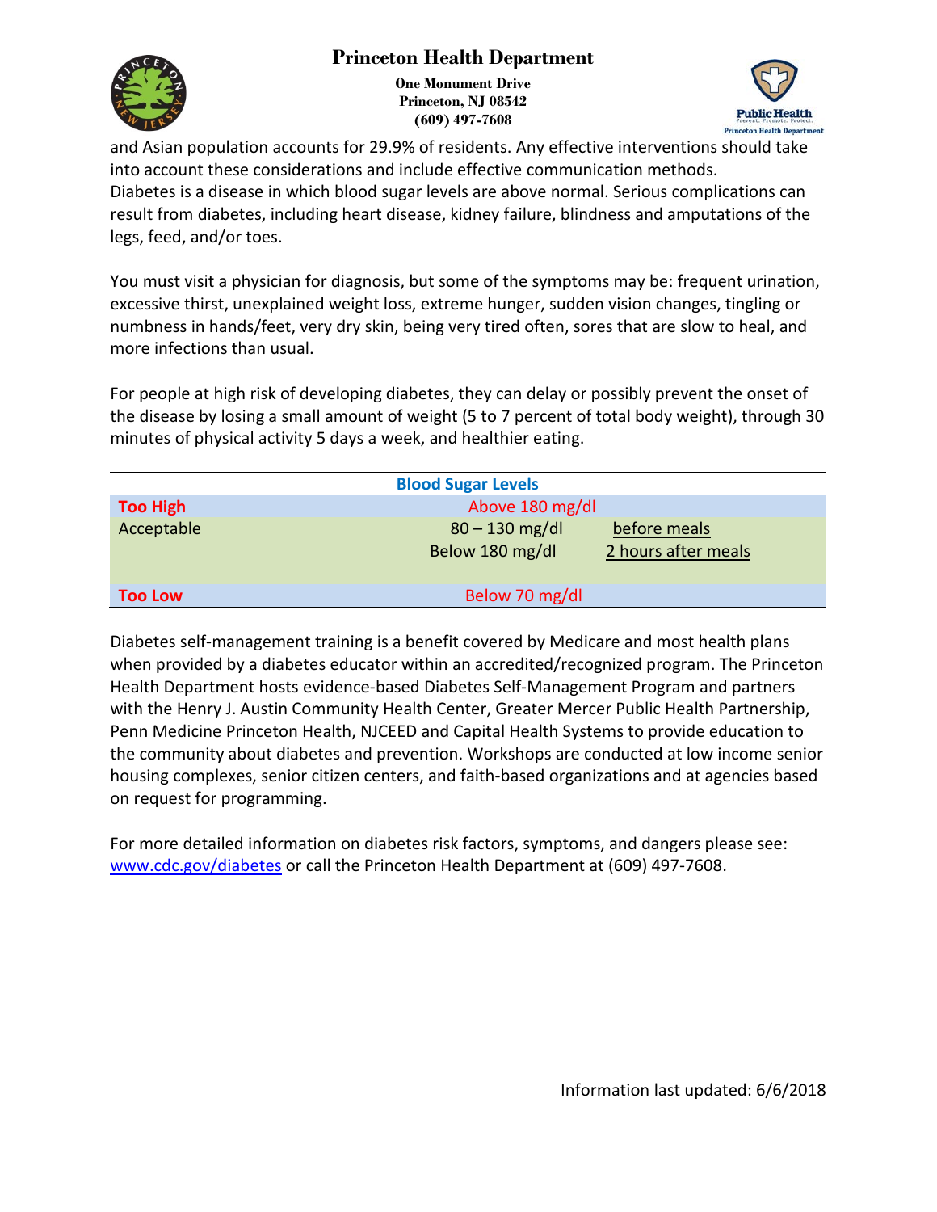and Asian population accounts for 29.9% of residents. Any effective interventions should take into account these considerations and include effective communication methods.
Diabetes is a disease in which blood sugar levels are above normal. Serious complications can result from diabetes, including heart disease, kidney failure, blindness and amputations of the legs, feed, and/or toes.

You must visit a physician for diagnosis, but some of the symptoms may be: frequent urination, excessive thirst, unexplained weight loss, extreme hunger, sudden vision changes, tingling or numbness in hands/feet, very dry skin, being very tired often, sores that are slow to heal, and more infections than usual.

For people at high risk of developing diabetes, they can delay or possibly prevent the onset of the disease by losing a small amount of weight (5 to 7 percent of total body weight), through 30 minutes of physical activity 5 days a week, and healthier eating.

| Blood Sugar Levels | | |
|---|---|---|
| **Too High** | Above 180 mg/dl | |
| Acceptable | 80 – 130 mg/dl | before meals |
| | Below 180 mg/dl | 2 hours after meals |
| **Too Low** | Below 70 mg/dl | |

Diabetes self-management training is a benefit covered by Medicare and most health plans when provided by a diabetes educator within an accredited/recognized program. The Princeton Health Department hosts evidence-based Diabetes Self-Management Program and partners with the Henry J. Austin Community Health Center, Greater Mercer Public Health Partnership, Penn Medicine Princeton Health, NJCEED and Capital Health Systems to provide education to the community about diabetes and prevention. Workshops are conducted at low income senior housing complexes, senior citizen centers, and faith-based organizations and at agencies based on request for programming.

For more detailed information on diabetes risk factors, symptoms, and dangers please see: [www.cdc.gov/diabetes](http://www.cdc.gov/diabetes) or call the Princeton Health Department at (609) 497-7608.

Information last updated: 6/6/2018